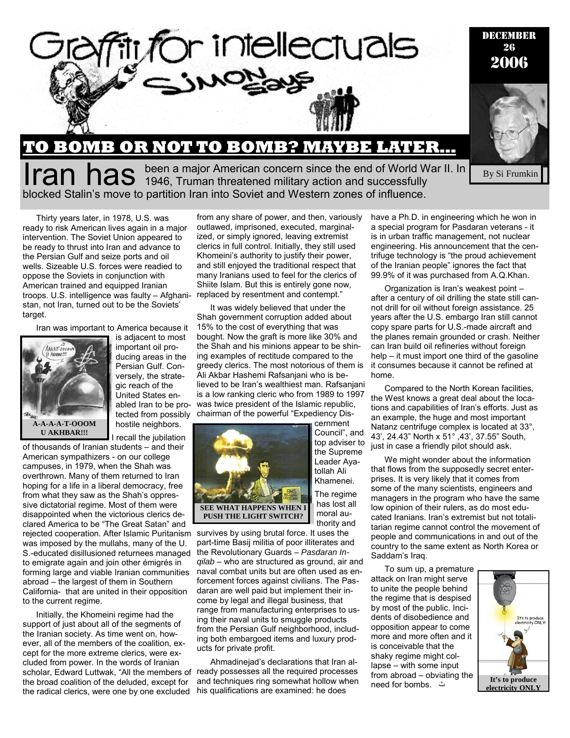# Graffiti for intellectuals — Simon Says

DECEMBER 26 2006

By Si Frumkin

## TO BOMB OR NOT TO BOMB? MAYBE LATER…

**Iran has** been a major American concern since the end of World War II. In 1946, Truman threatened military action and successfully blocked Stalin's move to partition Iran into Soviet and Western zones of influence.

Thirty years later, in 1978, U.S. was ready to risk American lives again in a major intervention. The Soviet Union appeared to be ready to thrust into Iran and advance to the Persian Gulf and seize ports and oil wells. Sizeable U.S. forces were readied to oppose the Soviets in conjunction with American trained and equipped Iranian troops. U.S. intelligence was faulty – Afghanistan, not Iran, turned out to be the Soviets' target.

Iran was important to America because it is adjacent to most important oil producing areas in the Persian Gulf. Conversely, the strategic reach of the United States enabled Iran to be protected from possibly hostile neighbors.

**A-A-A-A-T-OOOM U AKHBAR!!!**

I recall the jubilation of thousands of Iranian students – and their American sympathizers - on our college campuses, in 1979, when the Shah was overthrown. Many of them returned to Iran hoping for a life in a liberal democracy, free from what they saw as the Shah's oppressive dictatorial regime. Most of them were disappointed when the victorious clerics declared America to be "The Great Satan" and rejected cooperation. After Islamic Puritanism was imposed by the mullahs, many of the U. S.-educated disillusioned returnees managed to emigrate again and join other émigrés in forming large and viable Iranian communities abroad – the largest of them in Southern California- that are united in their opposition to the current regime.

Initially, the Khomeini regime had the support of just about all of the segments of the Iranian society. As time went on, however, all of the members of the coalition, except for the more extreme clerics, were excluded from power. In the words of Iranian scholar, Edward Luttwak, "All the members of the broad coalition of the deluded, except for the radical clerics, were one by one excluded from any share of power, and then, variously outlawed, imprisoned, executed, marginalized, or simply ignored, leaving extremist clerics in full control. Initially, they still used Khomeini's authority to justify their power, and still enjoyed the traditional respect that many Iranians used to feel for the clerics of Shiite Islam. But this is entirely gone now, replaced by resentment and contempt."

It was widely believed that under the Shah government corruption added about 15% to the cost of everything that was bought. Now the graft is more like 30% and the Shah and his minions appear to be shining examples of rectitude compared to the greedy clerics. The most notorious of them is Ali Akbar Hashemi Rafsanjani who is believed to be Iran's wealthiest man. Rafsanjani is a low ranking cleric who from 1989 to 1997 was twice president of the Islamic republic, chairman of the powerful "Expediency Discernment Council", and top adviser to the Supreme Leader Ayatollah Ali Khamenei.

**SEE WHAT HAPPENS WHEN I PUSH THE LIGHT SWITCH?**

The regime has lost all moral authority and survives by using brutal force. It uses the part-time Basij militia of poor illiterates and the Revolutionary Guards – *Pasdaran Inqilab* – who are structured as ground, air and naval combat units but are often used as enforcement forces against civilians. The Pasdaran are well paid but implement their income by legal and illegal business, that range from manufacturing enterprises to using their naval units to smuggle products from the Persian Gulf neighborhood, including both embargoed items and luxury products for private profit.

Ahmadinejad's declarations that Iran already possesses all the required processes and techniques ring somewhat hollow when his qualifications are examined: he does have a Ph.D. in engineering which he won in a special program for Pasdaran veterans - it is in urban traffic management, not nuclear engineering. His announcement that the centrifuge technology is "the proud achievement of the Iranian people" ignores the fact that 99.9% of it was purchased from A.Q.Khan.

Organization is Iran's weakest point – after a century of oil drilling the state still cannot drill for oil without foreign assistance. 25 years after the U.S. embargo Iran still cannot copy spare parts for U.S.-made aircraft and the planes remain grounded or crash. Neither can Iran build oil refineries without foreign help – it must import one third of the gasoline it consumes because it cannot be refined at home.

Compared to the North Korean facilities, the West knows a great deal about the locations and capabilities of Iran's efforts. Just as an example, the huge and most important Natanz centrifuge complex is located at 33°, 43', 24.43" North x 51° ,43', 37.55" South, just in case a friendly pilot should ask.

We might wonder about the information that flows from the supposedly secret enterprises. It is very likely that it comes from some of the many scientists, engineers and managers in the program who have the same low opinion of their rulers, as do most educated Iranians. Iran's extremist but not totalitarian regime cannot control the movement of people and communications in and out of the country to the same extent as North Korea or Saddam's Iraq.

To sum up, a premature attack on Iran might serve to unite the people behind the regime that is despised by most of the public. Incidents of disobedience and opposition appear to come more and more often and it is conceivable that the shaky regime might collapse – with some input from abroad – obviating the need for bombs.

**It's to produce electricity ONLY**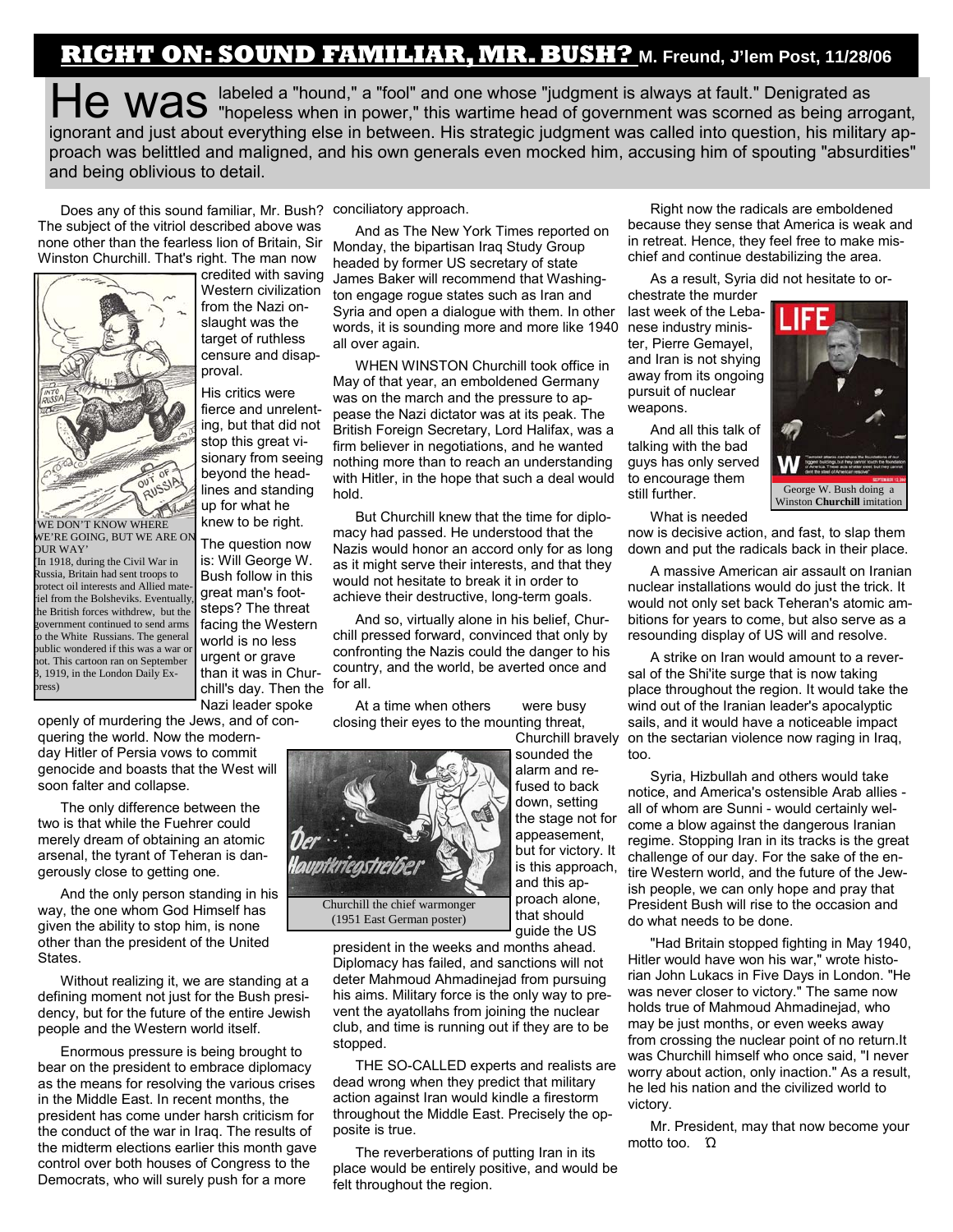# RIGHT ON: SOUND FAMILIAR, MR. BUSH? M. Freund, J'lem Post, 11/28/06

He was labeled a "hound," a "fool" and one whose "judgment is always at fault." Denigrated as "hopeless when in power," this wartime head of government was scorned as being arrogant, ignorant and just about everything else in between. His strategic judgment was called into question, his military approach was belittled and maligned, and his own generals even mocked him, accusing him of spouting "absurdities" and being oblivious to detail.

Does any of this sound familiar, Mr. Bush? The subject of the vitriol described above was none other than the fearless lion of Britain, Sir Winston Churchill. That's right. The man now credited with saving Western civilization from the Nazi onslaught was the target of ruthless censure and disapproval.

'WE DON'T KNOW WHERE WE'RE GOING, BUT WE ARE ON OUR WAY'

(In 1918, during the Civil War in Russia, Britain had sent troops to protect oil interests and Allied materiel from the Bolsheviks. Eventually, the British forces withdrew, but the government continued to send arms to the White Russians. The general public wondered if this was a war or not. This cartoon ran on September 3, 1919, in the London Daily Express)

His critics were fierce and unrelenting, but that did not stop this great visionary from seeing beyond the headlines and standing up for what he knew to be right.

The question now is: Will George W. Bush follow in this great man's footsteps? The threat facing the Western world is no less urgent or grave than it was in Churchill's day. Then the Nazi leader spoke openly of murdering the Jews, and of conquering the world. Now the modern-day Hitler of Persia vows to commit genocide and boasts that the West will soon falter and collapse.

The only difference between the two is that while the Fuehrer could merely dream of obtaining an atomic arsenal, the tyrant of Teheran is dangerously close to getting one.

And the only person standing in his way, the one whom God Himself has given the ability to stop him, is none other than the president of the United States.

Without realizing it, we are standing at a defining moment not just for the Bush presidency, but for the future of the entire Jewish people and the Western world itself.

Enormous pressure is being brought to bear on the president to embrace diplomacy as the means for resolving the various crises in the Middle East. In recent months, the president has come under harsh criticism for the conduct of the war in Iraq. The results of the midterm elections earlier this month gave control over both houses of Congress to the Democrats, who will surely push for a more conciliatory approach.

And as The New York Times reported on Monday, the bipartisan Iraq Study Group headed by former US secretary of state James Baker will recommend that Washington engage rogue states such as Iran and Syria and open a dialogue with them. In other words, it is sounding more and more like 1940 all over again.

WHEN WINSTON Churchill took office in May of that year, an emboldened Germany was on the march and the pressure to appease the Nazi dictator was at its peak. The British Foreign Secretary, Lord Halifax, was a firm believer in negotiations, and he wanted nothing more than to reach an understanding with Hitler, in the hope that such a deal would hold.

But Churchill knew that the time for diplomacy had passed. He understood that the Nazis would honor an accord only for as long as it might serve their interests, and that they would not hesitate to break it in order to achieve their destructive, long-term goals.

And so, virtually alone in his belief, Churchill pressed forward, convinced that only by confronting the Nazis could the danger to his country, and the world, be averted once and for all.

At a time when others were busy closing their eyes to the mounting threat, Churchill bravely sounded the alarm and refused to back down, setting the stage not for appeasement, but for victory. It is this approach, and this approach alone, that should guide the US president in the weeks and months ahead.

Churchill the chief warmonger (1951 East German poster)

Diplomacy has failed, and sanctions will not deter Mahmoud Ahmadinejad from pursuing his aims. Military force is the only way to prevent the ayatollahs from joining the nuclear club, and time is running out if they are to be stopped.

THE SO-CALLED experts and realists are dead wrong when they predict that military action against Iran would kindle a firestorm throughout the Middle East. Precisely the opposite is true.

The reverberations of putting Iran in its place would be entirely positive, and would be felt throughout the region.

Right now the radicals are emboldened because they sense that America is weak and in retreat. Hence, they feel free to make mischief and continue destabilizing the area.

As a result, Syria did not hesitate to orchestrate the murder last week of the Lebanese industry minister, Pierre Gemayel, and Iran is not shying away from its ongoing pursuit of nuclear weapons.

And all this talk of talking with the bad guys has only served to encourage them still further.

George W. Bush doing a Winston **Churchill** imitation

What is needed now is decisive action, and fast, to slap them down and put the radicals back in their place.

A massive American air assault on Iranian nuclear installations would do just the trick. It would not only set back Teheran's atomic ambitions for years to come, but also serve as a resounding display of US will and resolve.

A strike on Iran would amount to a reversal of the Shi'ite surge that is now taking place throughout the region. It would take the wind out of the Iranian leader's apocalyptic sails, and it would have a noticeable impact on the sectarian violence now raging in Iraq, too.

Syria, Hizbullah and others would take notice, and America's ostensible Arab allies - all of whom are Sunni - would certainly welcome a blow against the dangerous Iranian regime. Stopping Iran in its tracks is the great challenge of our day. For the sake of the entire Western world, and the future of the Jewish people, we can only hope and pray that President Bush will rise to the occasion and do what needs to be done.

"Had Britain stopped fighting in May 1940, Hitler would have won his war," wrote historian John Lukacs in Five Days in London. "He was never closer to victory." The same now holds true of Mahmoud Ahmadinejad, who may be just months, or even weeks away from crossing the nuclear point of no return.It was Churchill himself who once said, "I never worry about action, only inaction." As a result, he led his nation and the civilized world to victory.

Mr. President, may that now become your motto too. Ω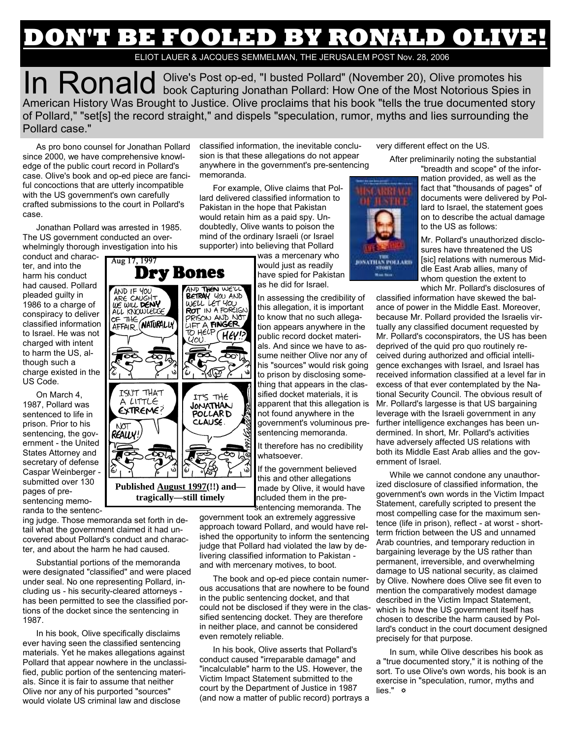# DON'T BE FOOLED BY RONALD OLIVE!

ELIOT LAUER & JACQUES SEMMELMAN, THE JERUSALEM POST Nov. 28, 2006

In Ronald Olive's Post op-ed, "I busted Pollard" (November 20), Olive promotes his book Capturing Jonathan Pollard: How One of the Most Notorious Spies in American History Was Brought to Justice. Olive proclaims that his book "tells the true documented story of Pollard," "set[s] the record straight," and dispels "speculation, rumor, myths and lies surrounding the Pollard case."

As pro bono counsel for Jonathan Pollard since 2000, we have comprehensive knowledge of the public court record in Pollard's case. Olive's book and op-ed piece are fanciful concoctions that are utterly incompatible with the US government's own carefully crafted submissions to the court in Pollard's case.

Jonathan Pollard was arrested in 1985. The US government conducted an overwhelmingly thorough investigation into his conduct and character, and into the harm his conduct had caused. Pollard pleaded guilty in 1986 to a charge of conspiracy to deliver classified information to Israel. He was not charged with intent to harm the US, although such a charge existed in the US Code.

On March 4, 1987, Pollard was sentenced to life in prison. Prior to his sentencing, the government - the United States Attorney and secretary of defense Caspar Weinberger - submitted over 130 pages of pre-sentencing memoranda to the sentencing judge. Those memoranda set forth in detail what the government claimed it had uncovered about Pollard's conduct and character, and about the harm he had caused.

Substantial portions of the memoranda were designated "classified" and were placed under seal. No one representing Pollard, including us - his security-cleared attorneys - has been permitted to see the classified portions of the docket since the sentencing in 1987.

In his book, Olive specifically disclaims ever having seen the classified sentencing materials. Yet he makes allegations against Pollard that appear nowhere in the unclassified, public portion of the sentencing materials. Since it is fair to assume that neither Olive nor any of his purported "sources" would violate US criminal law and disclose classified information, the inevitable conclusion is that these allegations do not appear anywhere in the government's pre-sentencing memoranda.

For example, Olive claims that Pollard delivered classified information to Pakistan in the hope that Pakistan would retain him as a paid spy. Undoubtedly, Olive wants to poison the mind of the ordinary Israeli (or Israel supporter) into believing that Pollard was a mercenary who would just as readily have spied for Pakistan as he did for Israel.

In assessing the credibility of this allegation, it is important to know that no such allegation appears anywhere in the public record docket materials. And since we have to assume neither Olive nor any of his "sources" would risk going to prison by disclosing something that appears in the classified docket materials, it is apparent that this allegation is not found anywhere in the government's voluminous pre-sentencing memoranda.

It therefore has no credibility whatsoever.

If the government believed this and other allegations made by Olive, it would have included them in the pre-sentencing memoranda. The government took an extremely aggressive approach toward Pollard, and would have relished the opportunity to inform the sentencing judge that Pollard had violated the law by delivering classified information to Pakistan - and with mercenary motives, to boot.

The book and op-ed piece contain numerous accusations that are nowhere to be found in the public sentencing docket, and that could not be disclosed if they were in the classified sentencing docket. They are therefore in neither place, and cannot be considered even remotely reliable.

In his book, Olive asserts that Pollard's conduct caused "irreparable damage" and "incalculable" harm to the US. However, the Victim Impact Statement submitted to the court by the Department of Justice in 1987 (and now a matter of public record) portrays a very different effect on the US.

After preliminarily noting the substantial "breadth and scope" of the information provided, as well as the fact that "thousands of pages" of documents were delivered by Pollard to Israel, the statement goes on to describe the actual damage to the US as follows:

> Mr. Pollard's unauthorized disclosures have threatened the US [sic] relations with numerous Middle East Arab allies, many of whom question the extent to which Mr. Pollard's disclosures of classified information have skewed the balance of power in the Middle East. Moreover, because Mr. Pollard provided the Israelis virtually any classified document requested by Mr. Pollard's coconspirators, the US has been deprived of the quid pro quo routinely received during authorized and official intelligence exchanges with Israel, and Israel has received information classified at a level far in excess of that ever contemplated by the National Security Council. The obvious result of Mr. Pollard's largesse is that US bargaining leverage with the Israeli government in any further intelligence exchanges has been undermined. In short, Mr. Pollard's activities have adversely affected US relations with both its Middle East Arab allies and the government of Israel.

While we cannot condone any unauthorized disclosure of classified information, the government's own words in the Victim Impact Statement, carefully scripted to present the most compelling case for the maximum sentence (life in prison), reflect - at worst - short-term friction between the US and unnamed Arab countries, and temporary reduction in bargaining leverage by the US rather than permanent, irreversible, and overwhelming damage to US national security, as claimed by Olive. Nowhere does Olive see fit even to mention the comparatively modest damage described in the Victim Impact Statement, which is how the US government itself has chosen to describe the harm caused by Pollard's conduct in the court document designed precisely for that purpose.

In sum, while Olive describes his book as a "true documented story," it is nothing of the sort. To use Olive's own words, his book is an exercise in "speculation, rumor, myths and lies."

Published August 1997(!!) and—tragically—still timely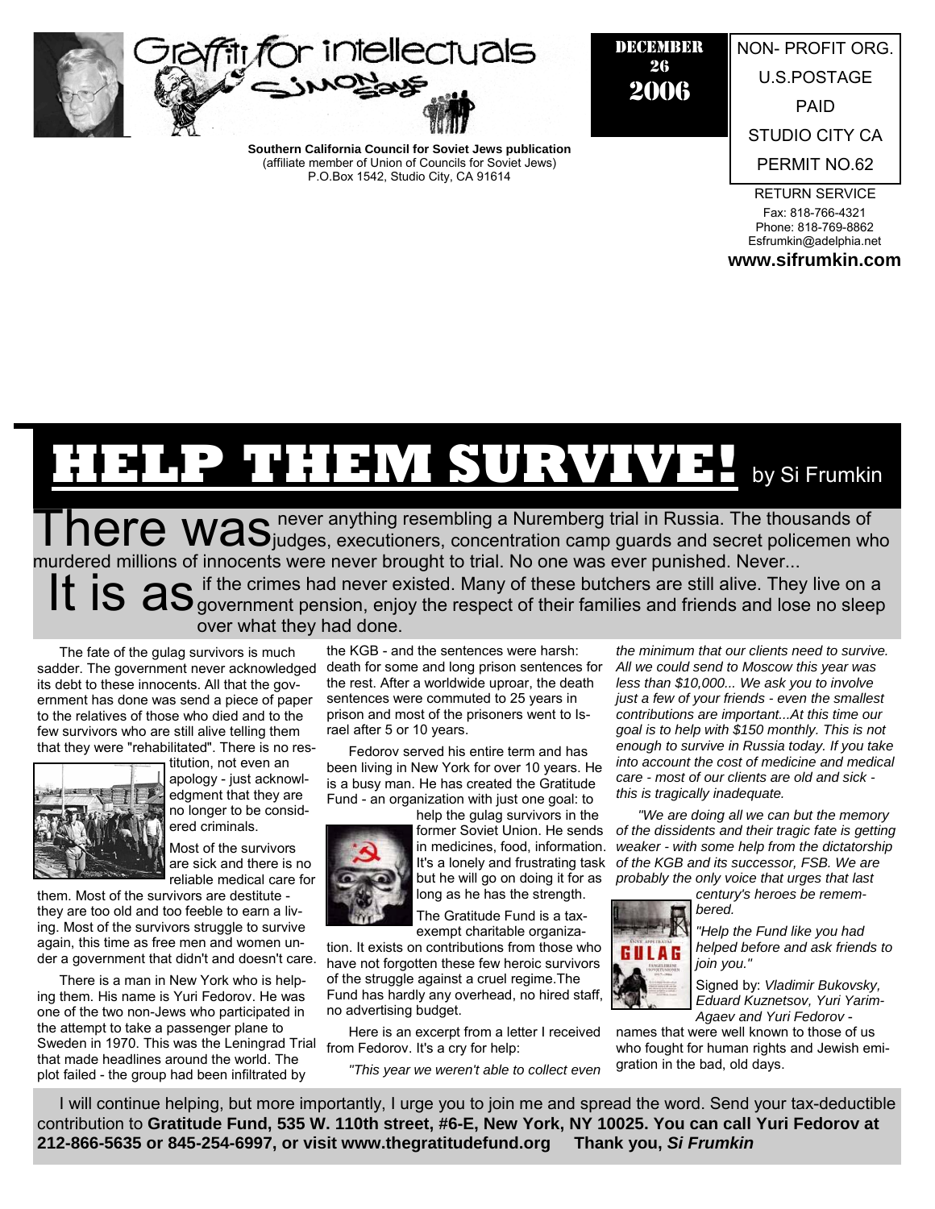Graffiti for intellectuals — Simon Says

**Southern California Council for Soviet Jews publication**
(affiliate member of Union of Councils for Soviet Jews)
P.O.Box 1542, Studio City, CA 91614

DECEMBER 26 2006

NON- PROFIT ORG.
U.S.POSTAGE
PAID
STUDIO CITY CA
PERMIT NO.62

RETURN SERVICE
Fax: 818-766-4321
Phone: 818-769-8862
Esfrumkin@adelphia.net
**www.sifrumkin.com**

# HELP THEM SURVIVE! by Si Frumkin

There was never anything resembling a Nuremberg trial in Russia. The thousands of judges, executioners, concentration camp guards and secret policemen who murdered millions of innocents were never brought to trial. No one was ever punished. Never...

It is as if the crimes had never existed. Many of these butchers are still alive. They live on a government pension, enjoy the respect of their families and friends and lose no sleep over what they had done.

The fate of the gulag survivors is much sadder. The government never acknowledged its debt to these innocents. All that the government has done was send a piece of paper to the relatives of those who died and to the few survivors who are still alive telling them that they were "rehabilitated". There is no restitution, not even an apology - just acknowledgment that they are no longer to be considered criminals.

Most of the survivors are sick and there is no reliable medical care for them. Most of them are destitute - they are too old and too feeble to earn a living. Most of the survivors struggle to survive again, this time as free men and women under a government that didn't and doesn't care.

There is a man in New York who is helping them. His name is Yuri Fedorov. He was one of the two non-Jews who participated in the attempt to take a passenger plane to Sweden in 1970. This was the Leningrad Trial that made headlines around the world. The plot failed - the group had been infiltrated by the KGB - and the sentences were harsh: death for some and long prison sentences for the rest. After a worldwide uproar, the death sentences were commuted to 25 years in prison and most of the prisoners went to Israel after 5 or 10 years.

Fedorov served his entire term and has been living in New York for over 10 years. He is a busy man. He has created the Gratitude Fund - an organization with just one goal: to help the gulag survivors in the former Soviet Union. He sends in medicines, food, information. It's a lonely and frustrating task but he will go on doing it for as long as he has the strength.

The Gratitude Fund is a tax-exempt charitable organization. It exists on contributions from those who have not forgotten these few heroic survivors of the struggle against a cruel regime.The Fund has hardly any overhead, no hired staff, no advertising budget.

Here is an excerpt from a letter I received from Fedorov. It's a cry for help:

*"This year we weren't able to collect even the minimum that our clients need to survive. All we could send to Moscow this year was less than $10,000... We ask you to involve just a few of your friends - even the smallest contributions are important...At this time our goal is to help with $150 monthly. This is not enough to survive in Russia today. If you take into account the cost of medicine and medical care - most of our clients are old and sick - this is tragically inadequate.*

*"We are doing all we can but the memory of the dissidents and their tragic fate is getting weaker - with some help from the dictatorship of the KGB and its successor, FSB. We are probably the only voice that urges that last century's heroes be remembered.*

*"Help the Fund like you had helped before and ask friends to join you."*

Signed by: *Vladimir Bukovsky, Eduard Kuznetsov, Yuri Yarim-Agaev and Yuri Fedorov* - names that were well known to those of us who fought for human rights and Jewish emigration in the bad, old days.

I will continue helping, but more importantly, I urge you to join me and spread the word. Send your tax-deductible contribution to **Gratitude Fund, 535 W. 110th street, #6-E, New York, NY 10025. You can call Yuri Fedorov at 212-866-5635 or 845-254-6997, or visit www.thegratitudefund.org Thank you,** ***Si Frumkin***